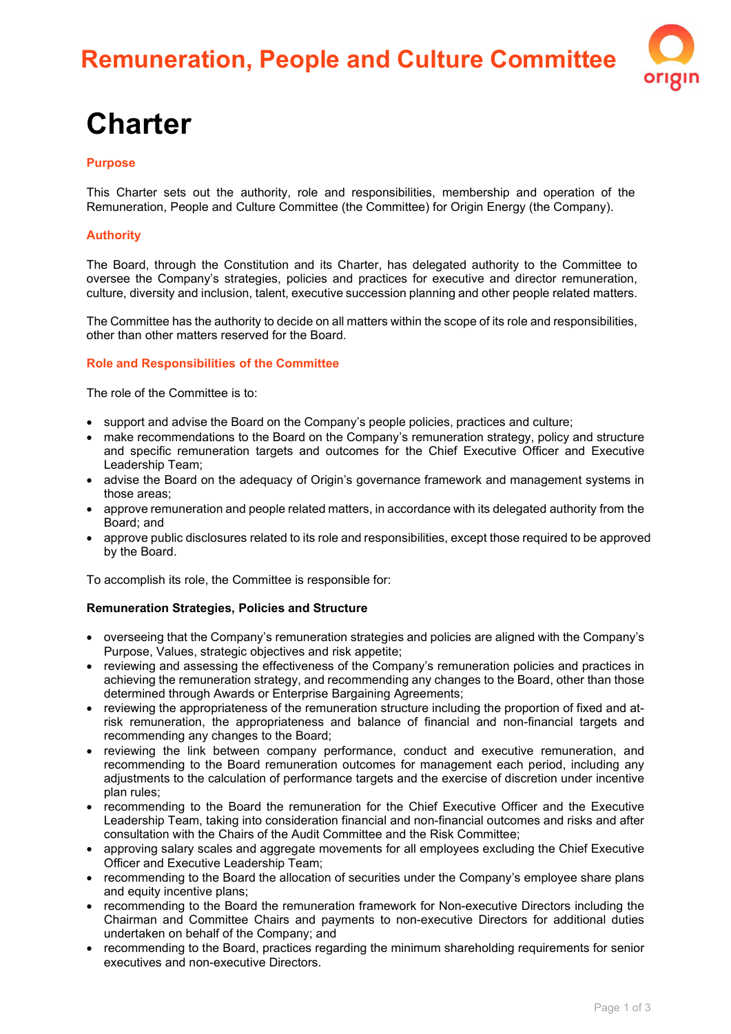# Remuneration, People and Culture Committee

# Charter

## Purpose

This Charter sets out the authority, role and responsibilities, membership and operation of the Remuneration, People and Culture Committee (the Committee) for Origin Energy (the Company).

## Authority

The Board, through the Constitution and its Charter, has delegated authority to the Committee to oversee the Company's strategies, policies and practices for executive and director remuneration, culture, diversity and inclusion, talent, executive succession planning and other people related matters.

The Committee has the authority to decide on all matters within the scope of its role and responsibilities, other than other matters reserved for the Board.

## Role and Responsibilities of the Committee

The role of the Committee is to:

- support and advise the Board on the Company's people policies, practices and culture;
- make recommendations to the Board on the Company's remuneration strategy, policy and structure and specific remuneration targets and outcomes for the Chief Executive Officer and Executive Leadership Team;
- advise the Board on the adequacy of Origin's governance framework and management systems in those areas;
- approve remuneration and people related matters, in accordance with its delegated authority from the Board; and
- approve public disclosures related to its role and responsibilities, except those required to be approved by the Board.

To accomplish its role, the Committee is responsible for:

**Remuneration Strategies, Policies and Structure**

- overseeing that the Company's remuneration strategies and policies are aligned with the Company's Purpose, Values, strategic objectives and risk appetite;
- reviewing and assessing the effectiveness of the Company's remuneration policies and practices in achieving the remuneration strategy, and recommending any changes to the Board, other than those determined through Awards or Enterprise Bargaining Agreements;
- reviewing the appropriateness of the remuneration structure including the proportion of fixed and at-risk remuneration, the appropriateness and balance of financial and non-financial targets and recommending any changes to the Board;
- reviewing the link between company performance, conduct and executive remuneration, and recommending to the Board remuneration outcomes for management each period, including any adjustments to the calculation of performance targets and the exercise of discretion under incentive plan rules;
- recommending to the Board the remuneration for the Chief Executive Officer and the Executive Leadership Team, taking into consideration financial and non-financial outcomes and risks and after consultation with the Chairs of the Audit Committee and the Risk Committee;
- approving salary scales and aggregate movements for all employees excluding the Chief Executive Officer and Executive Leadership Team;
- recommending to the Board the allocation of securities under the Company's employee share plans and equity incentive plans;
- recommending to the Board the remuneration framework for Non-executive Directors including the Chairman and Committee Chairs and payments to non-executive Directors for additional duties undertaken on behalf of the Company; and
- recommending to the Board, practices regarding the minimum shareholding requirements for senior executives and non-executive Directors.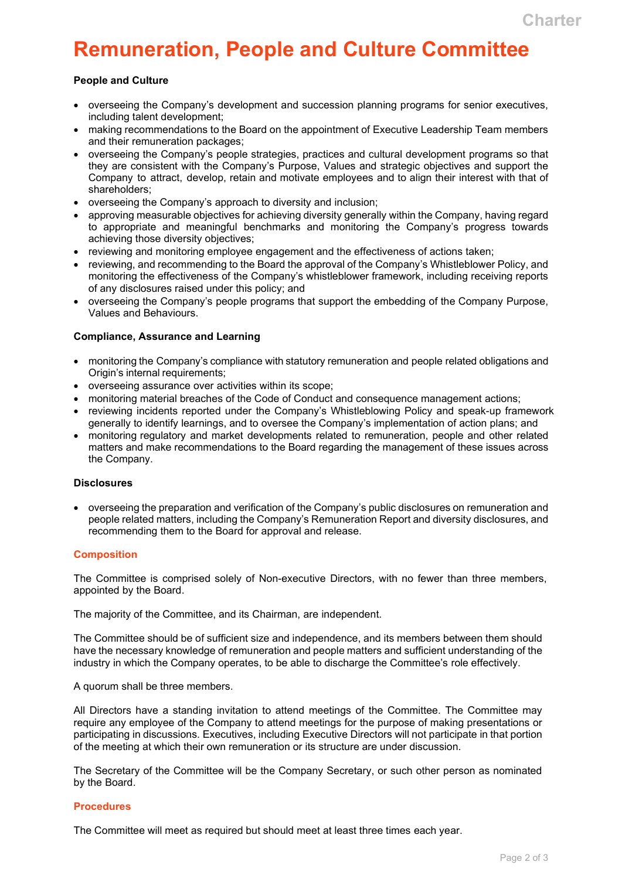# Remuneration, People and Culture Committee

**People and Culture**

- overseeing the Company's development and succession planning programs for senior executives, including talent development;
- making recommendations to the Board on the appointment of Executive Leadership Team members and their remuneration packages;
- overseeing the Company's people strategies, practices and cultural development programs so that they are consistent with the Company's Purpose, Values and strategic objectives and support the Company to attract, develop, retain and motivate employees and to align their interest with that of shareholders;
- overseeing the Company's approach to diversity and inclusion;
- approving measurable objectives for achieving diversity generally within the Company, having regard to appropriate and meaningful benchmarks and monitoring the Company's progress towards achieving those diversity objectives;
- reviewing and monitoring employee engagement and the effectiveness of actions taken;
- reviewing, and recommending to the Board the approval of the Company's Whistleblower Policy, and monitoring the effectiveness of the Company's whistleblower framework, including receiving reports of any disclosures raised under this policy; and
- overseeing the Company's people programs that support the embedding of the Company Purpose, Values and Behaviours.

**Compliance, Assurance and Learning**

- monitoring the Company's compliance with statutory remuneration and people related obligations and Origin's internal requirements;
- overseeing assurance over activities within its scope;
- monitoring material breaches of the Code of Conduct and consequence management actions;
- reviewing incidents reported under the Company's Whistleblowing Policy and speak-up framework generally to identify learnings, and to oversee the Company's implementation of action plans; and
- monitoring regulatory and market developments related to remuneration, people and other related matters and make recommendations to the Board regarding the management of these issues across the Company.

**Disclosures**

- overseeing the preparation and verification of the Company's public disclosures on remuneration and people related matters, including the Company's Remuneration Report and diversity disclosures, and recommending them to the Board for approval and release.

## Composition

The Committee is comprised solely of Non-executive Directors, with no fewer than three members, appointed by the Board.

The majority of the Committee, and its Chairman, are independent.

The Committee should be of sufficient size and independence, and its members between them should have the necessary knowledge of remuneration and people matters and sufficient understanding of the industry in which the Company operates, to be able to discharge the Committee's role effectively.

A quorum shall be three members.

All Directors have a standing invitation to attend meetings of the Committee. The Committee may require any employee of the Company to attend meetings for the purpose of making presentations or participating in discussions. Executives, including Executive Directors will not participate in that portion of the meeting at which their own remuneration or its structure are under discussion.

The Secretary of the Committee will be the Company Secretary, or such other person as nominated by the Board.

## Procedures

The Committee will meet as required but should meet at least three times each year.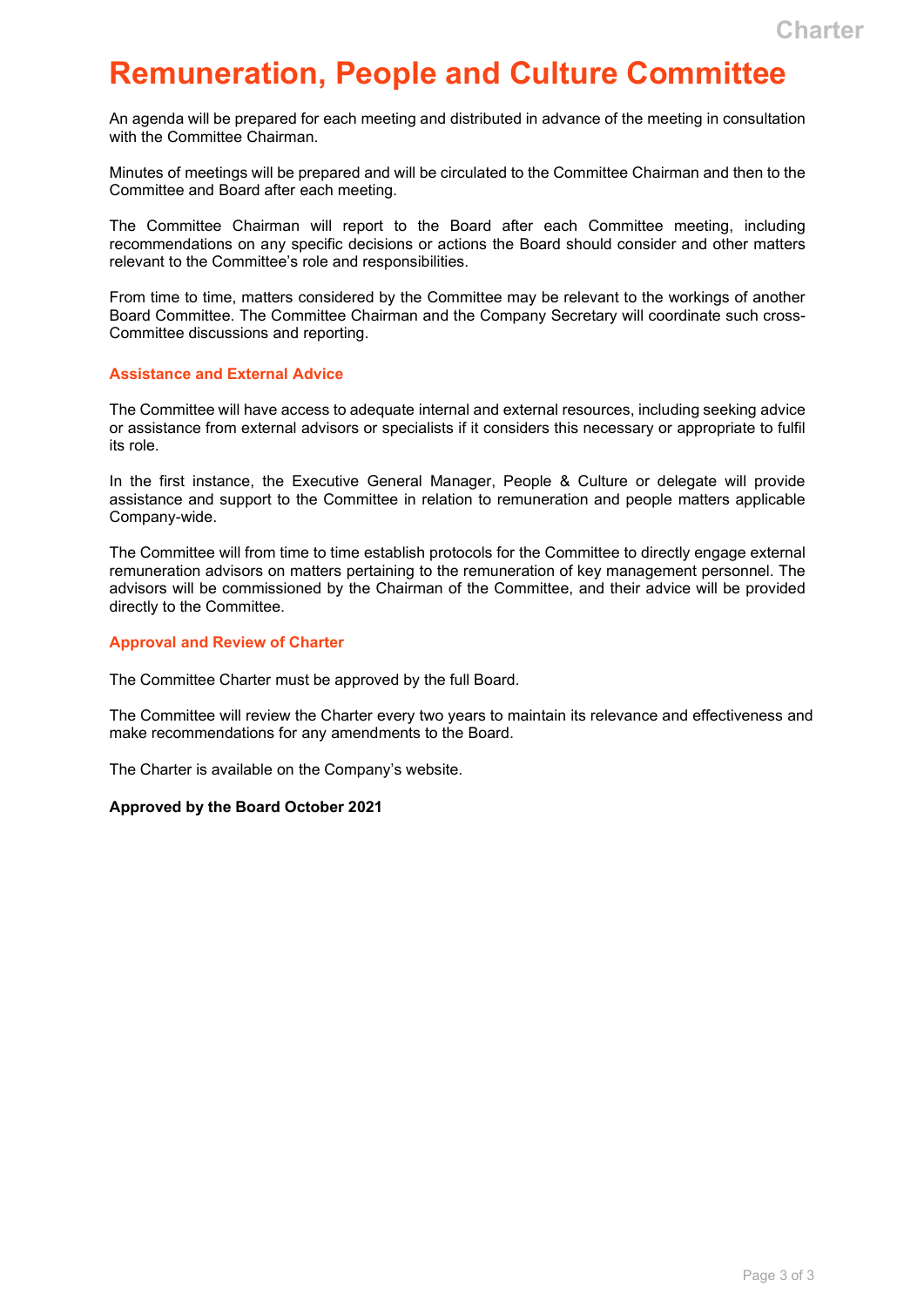# Remuneration, People and Culture Committee

An agenda will be prepared for each meeting and distributed in advance of the meeting in consultation with the Committee Chairman.

Minutes of meetings will be prepared and will be circulated to the Committee Chairman and then to the Committee and Board after each meeting.

The Committee Chairman will report to the Board after each Committee meeting, including recommendations on any specific decisions or actions the Board should consider and other matters relevant to the Committee's role and responsibilities.

From time to time, matters considered by the Committee may be relevant to the workings of another Board Committee. The Committee Chairman and the Company Secretary will coordinate such cross-Committee discussions and reporting.

### Assistance and External Advice

The Committee will have access to adequate internal and external resources, including seeking advice or assistance from external advisors or specialists if it considers this necessary or appropriate to fulfil its role.

In the first instance, the Executive General Manager, People & Culture or delegate will provide assistance and support to the Committee in relation to remuneration and people matters applicable Company-wide.

The Committee will from time to time establish protocols for the Committee to directly engage external remuneration advisors on matters pertaining to the remuneration of key management personnel. The advisors will be commissioned by the Chairman of the Committee, and their advice will be provided directly to the Committee.

### Approval and Review of Charter

The Committee Charter must be approved by the full Board.

The Committee will review the Charter every two years to maintain its relevance and effectiveness and make recommendations for any amendments to the Board.

The Charter is available on the Company's website.

**Approved by the Board October 2021**